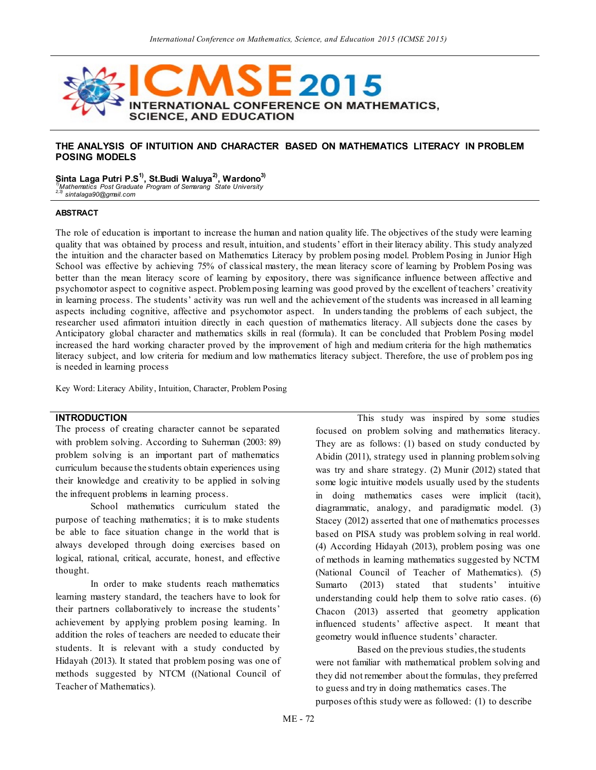# THE ANALYSIS OF INTUITION AND CHARACTER BASED ON MATHEMATICS LITERACY IN PROBLEM POSING MODELS

**Sinta Laga Putri P.S[1)], St.Budi Waluya[2)], Wardono[3)]**

*[1)]Mathematics Post Graduate Program of Semarang State University*

*[2,3)] sintalaga90@gmail.com*

### ABSTRACT

The role of education is important to increase the human and nation quality life. The objectives of the study were learning quality that was obtained by process and result, intuition, and students' effort in their literacy ability. This study analyzed the intuition and the character based on Mathematics Literacy by problem posing model. Problem Posing in Junior High School was effective by achieving 75% of classical mastery, the mean literacy score of learning by Problem Posing was better than the mean literacy score of learning by expository, there was significance influence between affective and psychomotor aspect to cognitive aspect. Problem posing learning was good proved by the excellent of teachers' creativity in learning process. The students' activity was run well and the achievement of the students was increased in all learning aspects including cognitive, affective and psychomotor aspect. In understanding the problems of each subject, the researcher used afirmatori intuition directly in each question of mathematics literacy. All subjects done the cases by Anticipatory global character and mathematics skills in real (formula). It can be concluded that Problem Posing model increased the hard working character proved by the improvement of high and medium criteria for the high mathematics literacy subject, and low criteria for medium and low mathematics literacy subject. Therefore, the use of problem posing is needed in learning process

Key Word: Literacy Ability, Intuition, Character, Problem Posing

## INTRODUCTION

The process of creating character cannot be separated with problem solving. According to Suherman (2003: 89) problem solving is an important part of mathematics curriculum because the students obtain experiences using their knowledge and creativity to be applied in solving the infrequent problems in learning process.

School mathematics curriculum stated the purpose of teaching mathematics; it is to make students be able to face situation change in the world that is always developed through doing exercises based on logical, rational, critical, accurate, honest, and effective thought.

In order to make students reach mathematics learning mastery standard, the teachers have to look for their partners collaboratively to increase the students' achievement by applying problem posing learning. In addition the roles of teachers are needed to educate their students. It is relevant with a study conducted by Hidayah (2013). It stated that problem posing was one of methods suggested by NTCM ((National Council of Teacher of Mathematics).

This study was inspired by some studies focused on problem solving and mathematics literacy. They are as follows: (1) based on study conducted by Abidin (2011), strategy used in planning problem solving was try and share strategy. (2) Munir (2012) stated that some logic intuitive models usually used by the students in doing mathematics cases were implicit (tacit), diagrammatic, analogy, and paradigmatic model. (3) Stacey (2012) asserted that one of mathematics processes based on PISA study was problem solving in real world. (4) According Hidayah (2013), problem posing was one of methods in learning mathematics suggested by NCTM (National Council of Teacher of Mathematics). (5) Sumarto (2013) stated that students' intuitive understanding could help them to solve ratio cases. (6) Chacon (2013) asserted that geometry application influenced students' affective aspect. It meant that geometry would influence students' character.

Based on the previous studies, the students were not familiar with mathematical problem solving and they did not remember about the formulas, they preferred to guess and try in doing mathematics cases. The purposes of this study were as followed: (1) to describe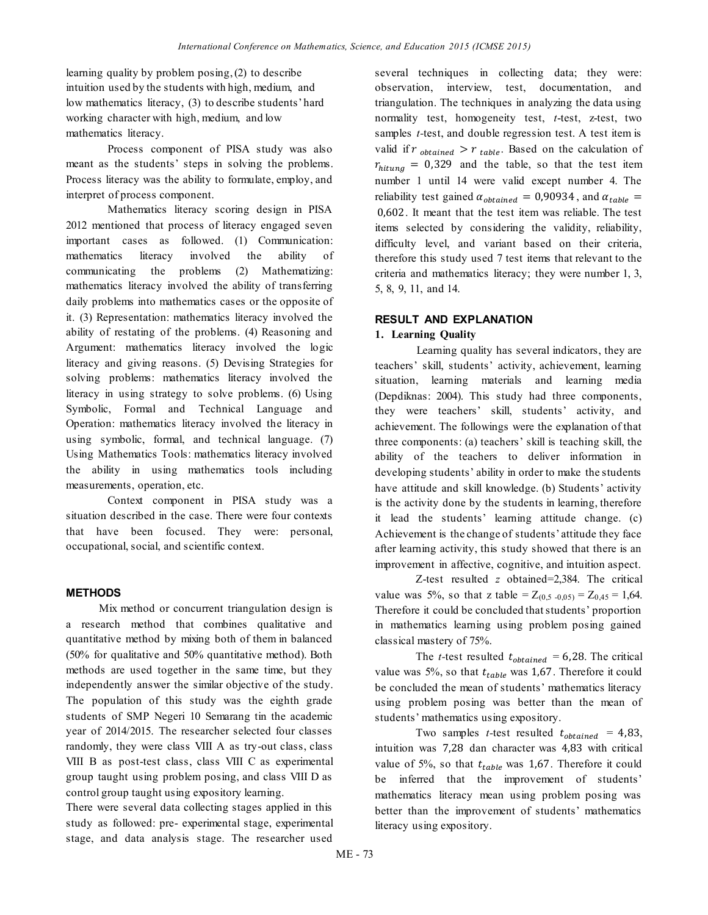learning quality by problem posing, (2) to describe intuition used by the students with high, medium, and low mathematics literacy, (3) to describe students' hard working character with high, medium, and low mathematics literacy.

Process component of PISA study was also meant as the students' steps in solving the problems. Process literacy was the ability to formulate, employ, and interpret of process component.

Mathematics literacy scoring design in PISA 2012 mentioned that process of literacy engaged seven important cases as followed. (1) Communication: mathematics literacy involved the ability of communicating the problems (2) Mathematizing: mathematics literacy involved the ability of transferring daily problems into mathematics cases or the opposite of it. (3) Representation: mathematics literacy involved the ability of restating of the problems. (4) Reasoning and Argument: mathematics literacy involved the logic literacy and giving reasons. (5) Devising Strategies for solving problems: mathematics literacy involved the literacy in using strategy to solve problems. (6) Using Symbolic, Formal and Technical Language and Operation: mathematics literacy involved the literacy in using symbolic, formal, and technical language. (7) Using Mathematics Tools: mathematics literacy involved the ability in using mathematics tools including measurements, operation, etc.

Context component in PISA study was a situation described in the case. There were four contexts that have been focused. They were: personal, occupational, social, and scientific context.

## METHODS

Mix method or concurrent triangulation design is a research method that combines qualitative and quantitative method by mixing both of them in balanced (50% for qualitative and 50% quantitative method). Both methods are used together in the same time, but they independently answer the similar objective of the study. The population of this study was the eighth grade students of SMP Negeri 10 Semarang tin the academic year of 2014/2015. The researcher selected four classes randomly, they were class VIII A as try-out class, class VIII B as post-test class, class VIII C as experimental group taught using problem posing, and class VIII D as control group taught using expository learning.

There were several data collecting stages applied in this study as followed: pre- experimental stage, experimental stage, and data analysis stage. The researcher used several techniques in collecting data; they were: observation, interview, test, documentation, and triangulation. The techniques in analyzing the data using normality test, homogeneity test, *t*-test, z-test, two samples *t*-test, and double regression test. A test item is valid if $r_{obtained} > r_{table}$. Based on the calculation of $r_{hitung} = 0{,}329$ and the table, so that the test item number 1 until 14 were valid except number 4. The reliability test gained $\alpha_{obtained} = 0{,}90934$, and $\alpha_{table} = 0{,}602$. It meant that the test item was reliable. The test items selected by considering the validity, reliability, difficulty level, and variant based on their criteria, therefore this study used 7 test items that relevant to the criteria and mathematics literacy; they were number 1, 3, 5, 8, 9, 11, and 14.

## RESULT AND EXPLANATION

### 1. Learning Quality

Learning quality has several indicators, they are teachers' skill, students' activity, achievement, learning situation, learning materials and learning media (Depdiknas: 2004). This study had three components, they were teachers' skill, students' activity, and achievement. The followings were the explanation of that three components: (a) teachers' skill is teaching skill, the ability of the teachers to deliver information in developing students' ability in order to make the students have attitude and skill knowledge. (b) Students' activity is the activity done by the students in learning, therefore it lead the students' learning attitude change. (c) Achievement is the change of students' attitude they face after learning activity, this study showed that there is an improvement in affective, cognitive, and intuition aspect.

Z-test resulted *z* obtained=2,384. The critical value was 5%, so that z table = $Z_{(0,5\ -0,05)} = Z_{0,45} = 1{,}64$. Therefore it could be concluded that students' proportion in mathematics learning using problem posing gained classical mastery of 75%.

The *t*-test resulted $t_{obtained} = 6{,}28$. The critical value was 5%, so that $t_{table}$ was $1{,}67$. Therefore it could be concluded the mean of students' mathematics literacy using problem posing was better than the mean of students' mathematics using expository.

Two samples *t*-test resulted $t_{obtained} = 4{,}83$, intuition was $7{,}28$ dan character was $4{,}83$ with critical value of 5%, so that $t_{table}$ was $1{,}67$. Therefore it could be inferred that the improvement of students' mathematics literacy mean using problem posing was better than the improvement of students' mathematics literacy using expository.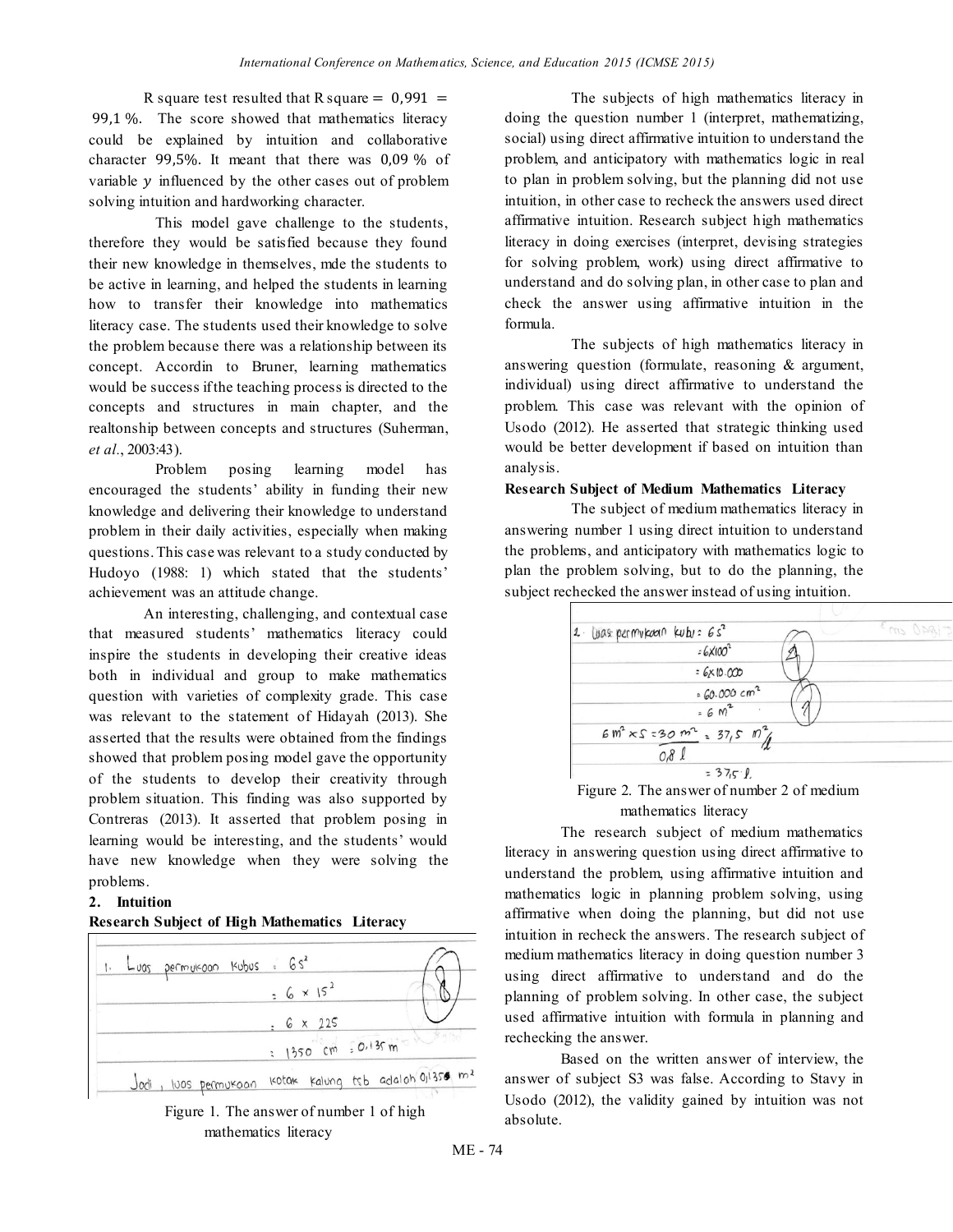R square test resulted that $R \text{ square} = 0{,}991 = 99{,}1\ \%$. The score showed that mathematics literacy could be explained by intuition and collaborative character 99,5%. It meant that there was 0,09 % of variable $y$ influenced by the other cases out of problem solving intuition and hardworking character.

This model gave challenge to the students, therefore they would be satisfied because they found their new knowledge in themselves, mde the students to be active in learning, and helped the students in learning how to transfer their knowledge into mathematics literacy case. The students used their knowledge to solve the problem because there was a relationship between its concept. Accordin to Bruner, learning mathematics would be success if the teaching process is directed to the concepts and structures in main chapter, and the realtonship between concepts and structures (Suherman, *et al*., 2003:43).

Problem posing learning model has encouraged the students' ability in funding their new knowledge and delivering their knowledge to understand problem in their daily activities, especially when making questions. This case was relevant to a study conducted by Hudoyo (1988: 1) which stated that the students' achievement was an attitude change.

An interesting, challenging, and contextual case that measured students' mathematics literacy could inspire the students in developing their creative ideas both in individual and group to make mathematics question with varieties of complexity grade. This case was relevant to the statement of Hidayah (2013). She asserted that the results were obtained from the findings showed that problem posing model gave the opportunity of the students to develop their creativity through problem situation. This finding was also supported by Contreras (2013). It asserted that problem posing in learning would be interesting, and the students' would have new knowledge when they were solving the problems.

**2. Intuition**

**Research Subject of High Mathematics Literacy**

Figure 1. The answer of number 1 of high mathematics literacy

The subjects of high mathematics literacy in doing the question number 1 (interpret, mathematizing, social) using direct affirmative intuition to understand the problem, and anticipatory with mathematics logic in real to plan in problem solving, but the planning did not use intuition, in other case to recheck the answers used direct affirmative intuition. Research subject high mathematics literacy in doing exercises (interpret, devising strategies for solving problem, work) using direct affirmative to understand and do solving plan, in other case to plan and check the answer using affirmative intuition in the formula.

The subjects of high mathematics literacy in answering question (formulate, reasoning & argument, individual) using direct affirmative to understand the problem. This case was relevant with the opinion of Usodo (2012). He asserted that strategic thinking used would be better development if based on intuition than analysis.

**Research Subject of Medium Mathematics Literacy**

The subject of medium mathematics literacy in answering number 1 using direct intuition to understand the problems, and anticipatory with mathematics logic to plan the problem solving, but to do the planning, the subject rechecked the answer instead of using intuition.

Figure 2. The answer of number 2 of medium mathematics literacy

The research subject of medium mathematics literacy in answering question using direct affirmative to understand the problem, using affirmative intuition and mathematics logic in planning problem solving, using affirmative when doing the planning, but did not use intuition in recheck the answers. The research subject of medium mathematics literacy in doing question number 3 using direct affirmative to understand and do the planning of problem solving. In other case, the subject used affirmative intuition with formula in planning and rechecking the answer.

Based on the written answer of interview, the answer of subject S3 was false. According to Stavy in Usodo (2012), the validity gained by intuition was not absolute.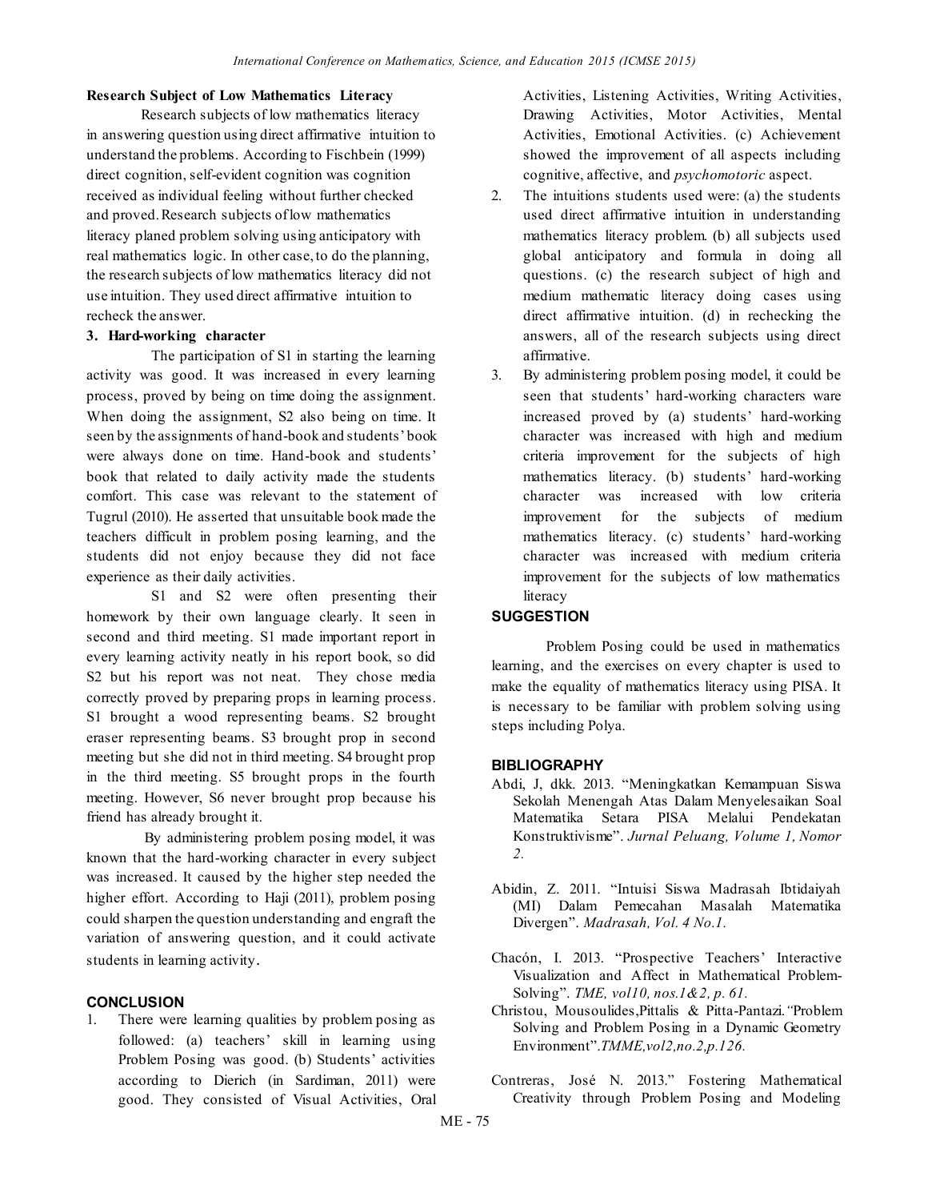**Research Subject of Low Mathematics Literacy**

Research subjects of low mathematics literacy in answering question using direct affirmative intuition to understand the problems. According to Fischbein (1999) direct cognition, self-evident cognition was cognition received as individual feeling without further checked and proved. Research subjects of low mathematics literacy planed problem solving using anticipatory with real mathematics logic. In other case, to do the planning, the research subjects of low mathematics literacy did not use intuition. They used direct affirmative intuition to recheck the answer.

**3. Hard-working character**

The participation of S1 in starting the learning activity was good. It was increased in every learning process, proved by being on time doing the assignment. When doing the assignment, S2 also being on time. It seen by the assignments of hand-book and students' book were always done on time. Hand-book and students' book that related to daily activity made the students comfort. This case was relevant to the statement of Tugrul (2010). He asserted that unsuitable book made the teachers difficult in problem posing learning, and the students did not enjoy because they did not face experience as their daily activities.

S1 and S2 were often presenting their homework by their own language clearly. It seen in second and third meeting. S1 made important report in every learning activity neatly in his report book, so did S2 but his report was not neat. They chose media correctly proved by preparing props in learning process. S1 brought a wood representing beams. S2 brought eraser representing beams. S3 brought prop in second meeting but she did not in third meeting. S4 brought prop in the third meeting. S5 brought props in the fourth meeting. However, S6 never brought prop because his friend has already brought it.

By administering problem posing model, it was known that the hard-working character in every subject was increased. It caused by the higher step needed the higher effort. According to Haji (2011), problem posing could sharpen the question understanding and engraft the variation of answering question, and it could activate students in learning activity.

## CONCLUSION

1. There were learning qualities by problem posing as followed: (a) teachers' skill in learning using Problem Posing was good. (b) Students' activities according to Dierich (in Sardiman, 2011) were good. They consisted of Visual Activities, Oral Activities, Listening Activities, Writing Activities, Drawing Activities, Motor Activities, Mental Activities, Emotional Activities. (c) Achievement showed the improvement of all aspects including cognitive, affective, and *psychomotoric* aspect.
2. The intuitions students used were: (a) the students used direct affirmative intuition in understanding mathematics literacy problem. (b) all subjects used global anticipatory and formula in doing all questions. (c) the research subject of high and medium mathematic literacy doing cases using direct affirmative intuition. (d) in rechecking the answers, all of the research subjects using direct affirmative.
3. By administering problem posing model, it could be seen that students' hard-working characters ware increased proved by (a) students' hard-working character was increased with high and medium criteria improvement for the subjects of high mathematics literacy. (b) students' hard-working character was increased with low criteria improvement for the subjects of medium mathematics literacy. (c) students' hard-working character was increased with medium criteria improvement for the subjects of low mathematics literacy

## SUGGESTION

Problem Posing could be used in mathematics learning, and the exercises on every chapter is used to make the equality of mathematics literacy using PISA. It is necessary to be familiar with problem solving using steps including Polya.

## BIBLIOGRAPHY

Abdi, J, dkk. 2013. "Meningkatkan Kemampuan Siswa Sekolah Menengah Atas Dalam Menyelesaikan Soal Matematika Setara PISA Melalui Pendekatan Konstruktivisme". *Jurnal Peluang, Volume 1, Nomor 2.*

Abidin, Z. 2011. "Intuisi Siswa Madrasah Ibtidaiyah (MI) Dalam Pemecahan Masalah Matematika Divergen". *Madrasah, Vol. 4 No.1.*

Chacón, I. 2013. "Prospective Teachers' Interactive Visualization and Affect in Mathematical Problem-Solving". *TME, vol10, nos.1&2, p. 61.*

Christou, Mousoulides, Pittalis & Pitta-Pantazi. "Problem Solving and Problem Posing in a Dynamic Geometry Environment". *TMME, vol2, no.2, p.126.*

Contreras, José N. 2013." Fostering Mathematical Creativity through Problem Posing and Modeling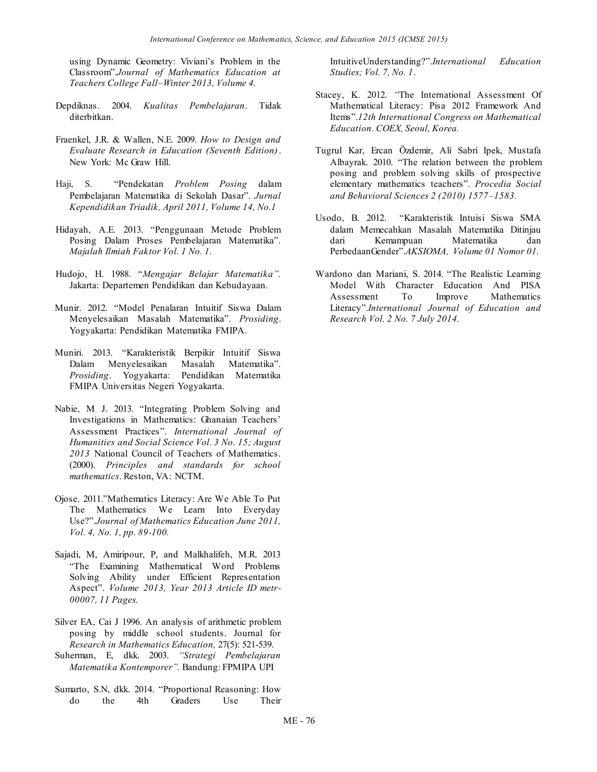using Dynamic Geometry: Viviani's Problem in the Classroom".*Journal of Mathematics Education at Teachers College Fall–Winter 2013, Volume 4.*

Depdiknas. 2004. *Kualitas Pembelajaran*. Tidak diterbitkan.

Fraenkel, J.R. & Wallen, N.E. 2009. *How to Design and Evaluate Research in Education (Seventh Edition)*. New York: Mc Graw Hill.

Haji, S. "Pendekatan *Problem Posing* dalam Pembelajaran Matematika di Sekolah Dasar". *Jurnal Kependidikan Triadik, April 2011, Volume 14, No.1*

Hidayah, A.E. 2013. "Penggunaan Metode Problem Posing Dalam Proses Pembelajaran Matematika". *Majalah Ilmiah Faktor Vol. 1 No. 1.*

Hudojo, H. 1988. "*Mengajar Belajar Matematika".* Jakarta: Departemen Pendidikan dan Kebudayaan.

Munir. 2012. "Model Penalaran Intuitif Siswa Dalam Menyelesaikan Masalah Matematika". *Prosiding*. Yogyakarta: Pendidikan Matematika FMIPA.

Muniri. 2013. "Karakteristik Berpikir Intuitif Siswa Dalam Menyelesaikan Masalah Matematika". *Prosiding*. Yogyakarta: Pendidikan Matematika FMIPA Universitas Negeri Yogyakarta.

Nabie, M J. 2013. "Integrating Problem Solving and Investigations in Mathematics: Ghanaian Teachers' Assessment Practices". *International Journal of Humanities and Social Science Vol. 3 No. 15; August 2013* National Council of Teachers of Mathematics. (2000). *Principles and standards for school mathematics*. Reston, VA: NCTM.

Ojose. 2011."Mathematics Literacy: Are We Able To Put The Mathematics We Learn Into Everyday Use?".*Journal of Mathematics Education June 2011, Vol. 4, No. 1, pp. 89-100.*

Sajadi, M, Amiripour, P, and Malkhalifeh, M.R. 2013 "The Examining Mathematical Word Problems Solving Ability under Efficient Representation Aspect". *Volume 2013, Year 2013 Article ID metr-00007, 11 Pages.*

Silver EA, Cai J 1996. An analysis of arithmetic problem posing by middle school students. Journal for *Research in Mathematics Education,* 27(5): 521-539.

Suherman, E, dkk. 2003. *"Strategi Pembelajaran Matematika Kontemporer".* Bandung: FPMIPA UPI

Sumarto, S.N, dkk. 2014. "Proportional Reasoning: How do the 4th Graders Use Their IntuitiveUnderstanding?".*International Education Studies; Vol. 7, No. 1*.

Stacey, K. 2012. *"*The International Assessment Of Mathematical Literacy: Pisa 2012 Framework And Items".*12th International Congress on Mathematical Education. COEX, Seoul, Korea.*

Tugrul Kar, Ercan Özdemir, Ali Sabri Ipek, Mustafa Albayrak. 2010. "The relation between the problem posing and problem solving skills of prospective elementary mathematics teachers". *Procedia Social and Behavioral Sciences 2 (2010) 1577–1583.*

Usodo, B. 2012. "Karakteristik Intuisi Siswa SMA dalam Memecahkan Masalah Matematika Ditinjau dari Kemampuan Matematika dan PerbedaanGender".*AKSIOMA, Volume 01 Nomor 01.*

Wardono dan Mariani, S. 2014. "The Realistic Learning Model With Character Education And PISA Assessment To Improve Mathematics Literacy".*International Journal of Education and Research Vol. 2 No. 7 July 2014.*